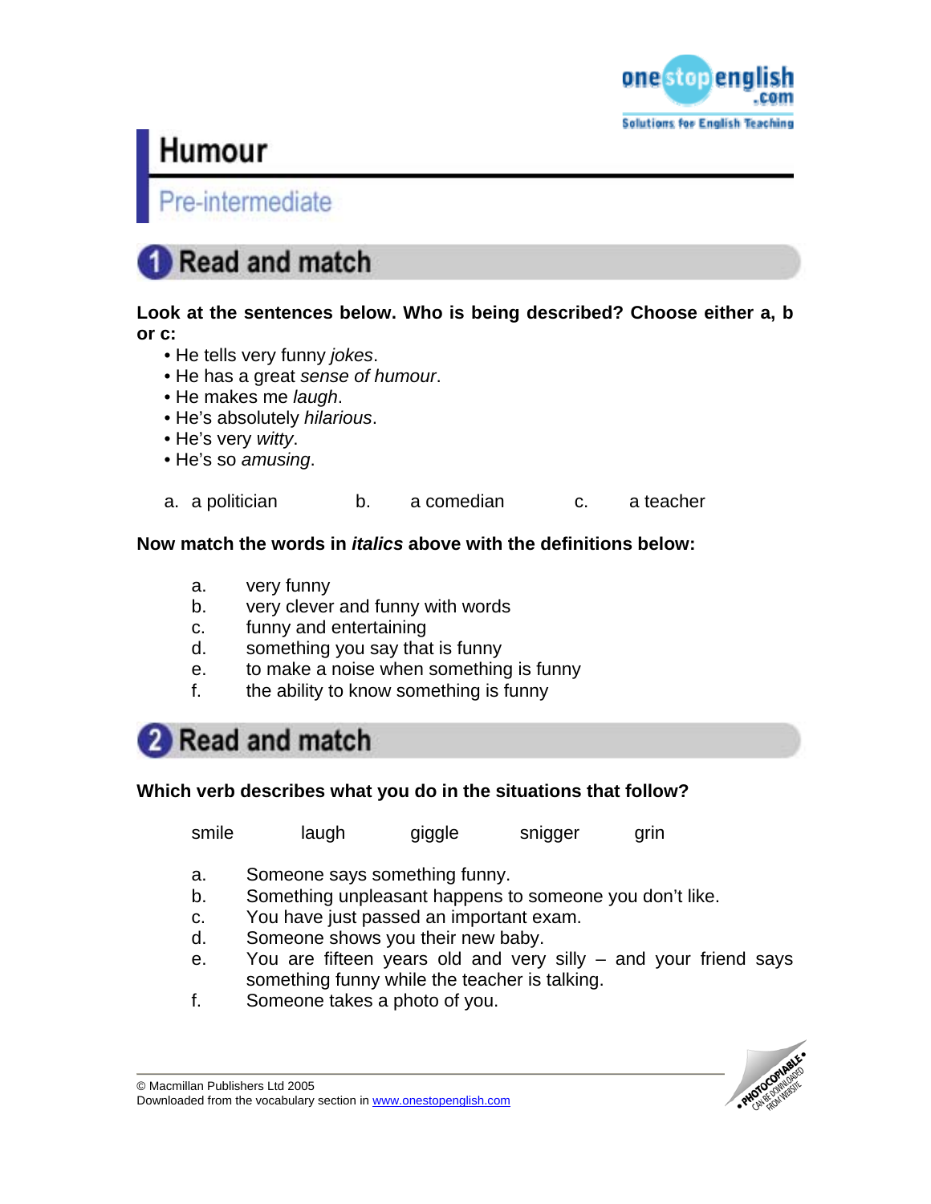# Humour

## Pre-intermediate

## 1 Read and match

**Look at the sentences below. Who is being described? Choose either a, b or c:**

- He tells very funny *jokes*.
- He has a great *sense of humour*.
- He makes me *laugh*.
- He's absolutely *hilarious*.
- He's very *witty*.
- He's so *amusing*.

a. a politician b. a comedian c. a teacher

**Now match the words in *italics* above with the definitions below:**

a. very funny
b. very clever and funny with words
c. funny and entertaining
d. something you say that is funny
e. to make a noise when something is funny
f. the ability to know something is funny

## 2 Read and match

**Which verb describes what you do in the situations that follow?**

smile laugh giggle snigger grin

a. Someone says something funny.
b. Something unpleasant happens to someone you don't like.
c. You have just passed an important exam.
d. Someone shows you their new baby.
e. You are fifteen years old and very silly – and your friend says something funny while the teacher is talking.
f. Someone takes a photo of you.

© Macmillan Publishers Ltd 2005
Downloaded from the vocabulary section in www.onestopenglish.com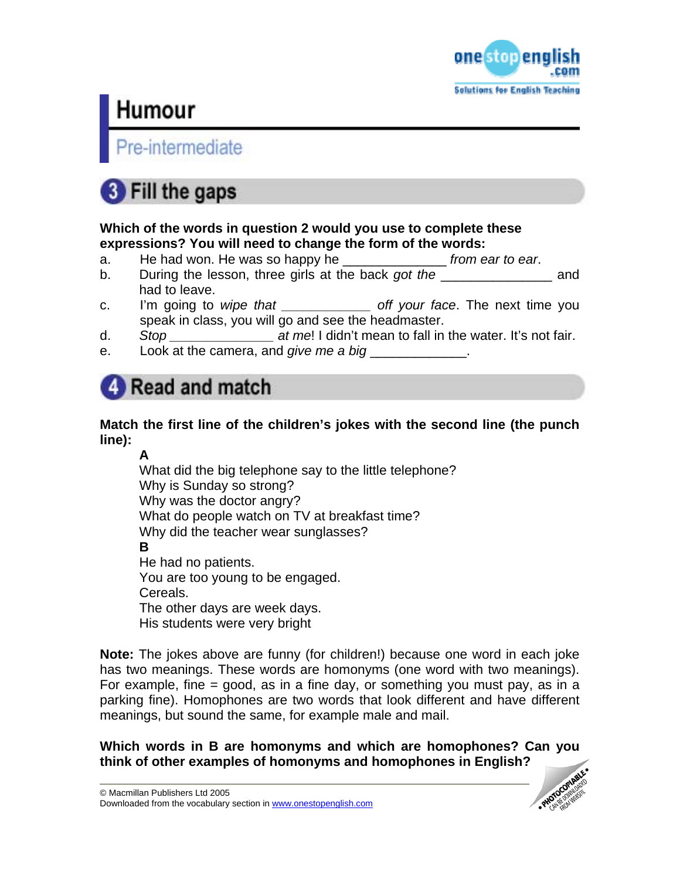# Humour

## Pre-intermediate

### 3 Fill the gaps

**Which of the words in question 2 would you use to complete these expressions? You will need to change the form of the words:**

a. He had won. He was so happy he _____________ *from ear to ear*.

b. During the lesson, three girls at the back *got the* ______________ and had to leave.

c. I'm going to *wipe that* ___________ *off your face*. The next time you speak in class, you will go and see the headmaster.

d. *Stop* _____________ *at me*! I didn't mean to fall in the water. It's not fair.

e. Look at the camera, and *give me a big* ____________.

### 4 Read and match

**Match the first line of the children's jokes with the second line (the punch line):**

**A**

What did the big telephone say to the little telephone?
Why is Sunday so strong?
Why was the doctor angry?
What do people watch on TV at breakfast time?
Why did the teacher wear sunglasses?

**B**

He had no patients.
You are too young to be engaged.
Cereals.
The other days are week days.
His students were very bright

**Note:** The jokes above are funny (for children!) because one word in each joke has two meanings. These words are homonyms (one word with two meanings). For example, fine = good, as in a fine day, or something you must pay, as in a parking fine). Homophones are two words that look different and have different meanings, but sound the same, for example male and mail.

**Which words in B are homonyms and which are homophones? Can you think of other examples of homonyms and homophones in English?**

© Macmillan Publishers Ltd 2005
Downloaded from the vocabulary section in www.onestopenglish.com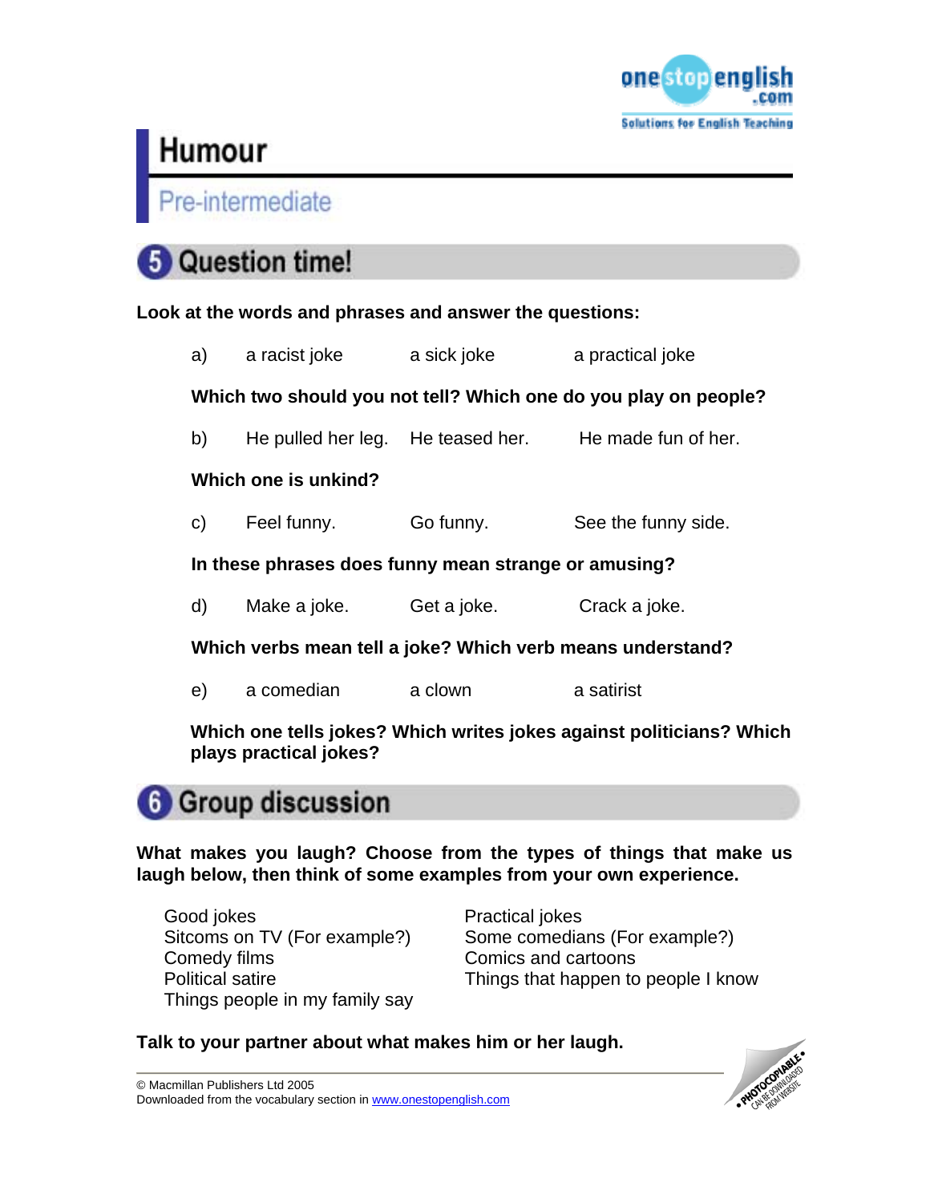# Humour

Pre-intermediate

## 5 Question time!

**Look at the words and phrases and answer the questions:**

a) a racist joke    a sick joke    a practical joke

**Which two should you not tell? Which one do you play on people?**

b) He pulled her leg.    He teased her.    He made fun of her.

**Which one is unkind?**

c) Feel funny.    Go funny.    See the funny side.

**In these phrases does funny mean strange or amusing?**

d) Make a joke.    Get a joke.    Crack a joke.

**Which verbs mean tell a joke? Which verb means understand?**

e) a comedian    a clown    a satirist

**Which one tells jokes? Which writes jokes against politicians? Which plays practical jokes?**

## 6 Group discussion

**What makes you laugh? Choose from the types of things that make us laugh below, then think of some examples from your own experience.**

- Good jokes
- Sitcoms on TV (For example?)
- Comedy films
- Political satire
- Things people in my family say
- Practical jokes
- Some comedians (For example?)
- Comics and cartoons
- Things that happen to people I know

**Talk to your partner about what makes him or her laugh.**

© Macmillan Publishers Ltd 2005
Downloaded from the vocabulary section in www.onestopenglish.com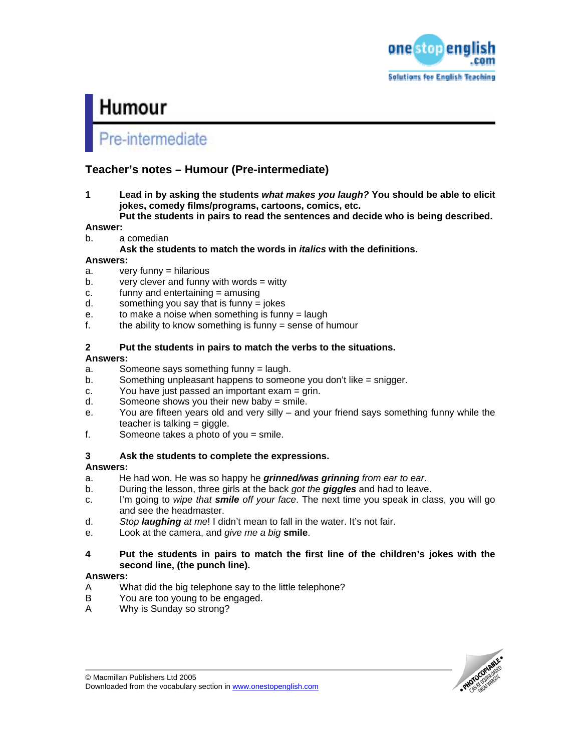# Humour

## Pre-intermediate

### Teacher's notes – Humour (Pre-intermediate)

**1** **Lead in by asking the students *what makes you laugh?* You should be able to elicit jokes, comedy films/programs, cartoons, comics, etc.**
**Put the students in pairs to read the sentences and decide who is being described.**

**Answer:**

b. a comedian

**Ask the students to match the words in *italics* with the definitions.**

**Answers:**

a. very funny = hilarious
b. very clever and funny with words = witty
c. funny and entertaining = amusing
d. something you say that is funny = jokes
e. to make a noise when something is funny = laugh
f. the ability to know something is funny = sense of humour

**2** **Put the students in pairs to match the verbs to the situations.**

**Answers:**

a. Someone says something funny = laugh.
b. Something unpleasant happens to someone you don't like = snigger.
c. You have just passed an important exam = grin.
d. Someone shows you their new baby = smile.
e. You are fifteen years old and very silly – and your friend says something funny while the teacher is talking = giggle.
f. Someone takes a photo of you = smile.

**3** **Ask the students to complete the expressions.**

**Answers:**

a. He had won. He was so happy he ***grinned/was grinning*** *from ear to ear*.
b. During the lesson, three girls at the back *got the* ***giggles*** and had to leave.
c. I'm going to *wipe that* ***smile*** *off your face*. The next time you speak in class, you will go and see the headmaster.
d. *Stop* ***laughing*** *at me*! I didn't mean to fall in the water. It's not fair.
e. Look at the camera, and *give me a big* **smile**.

**4** **Put the students in pairs to match the first line of the children's jokes with the second line, (the punch line).**

**Answers:**

A What did the big telephone say to the little telephone?
B You are too young to be engaged.
A Why is Sunday so strong?

© Macmillan Publishers Ltd 2005
Downloaded from the vocabulary section in www.onestopenglish.com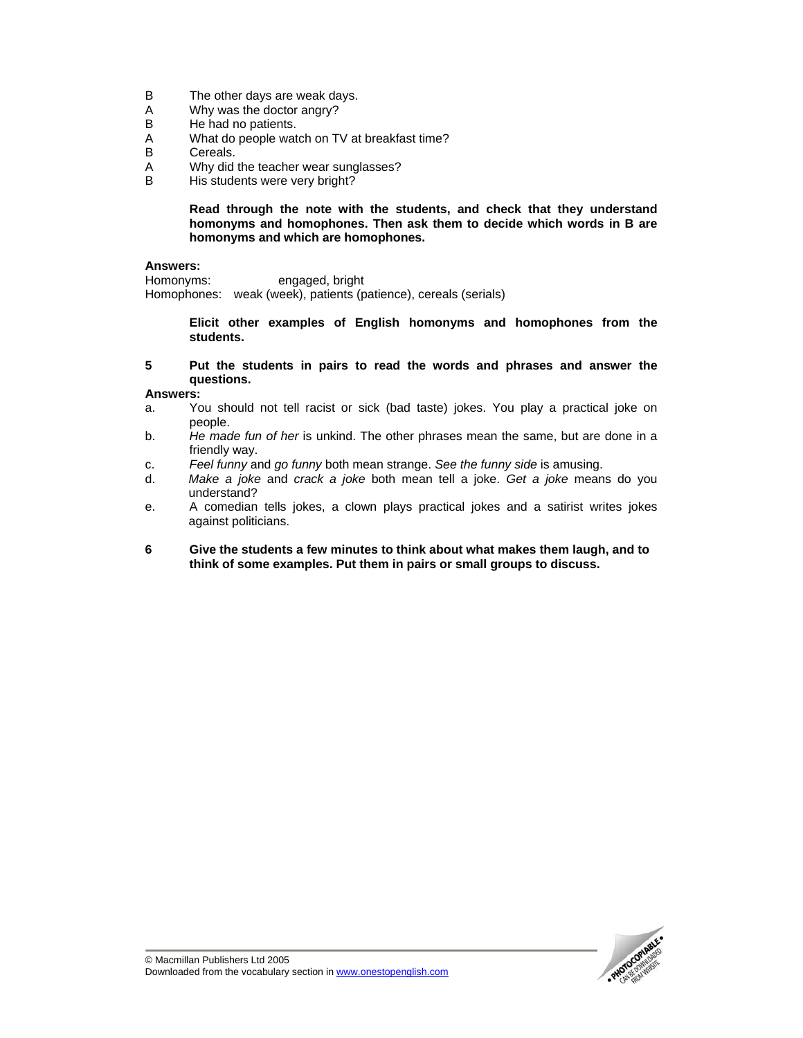B The other days are weak days.  
A Why was the doctor angry?  
B He had no patients.  
A What do people watch on TV at breakfast time?  
B Cereals.  
A Why did the teacher wear sunglasses?  
B His students were very bright?

**Read through the note with the students, and check that they understand homonyms and homophones. Then ask them to decide which words in B are homonyms and which are homophones.**

**Answers:**  
Homonyms: engaged, bright  
Homophones: weak (week), patients (patience), cereals (serials)

**Elicit other examples of English homonyms and homophones from the students.**

**5 Put the students in pairs to read the words and phrases and answer the questions.**

**Answers:**

a. You should not tell racist or sick (bad taste) jokes. You play a practical joke on people.
b. *He made fun of her* is unkind. The other phrases mean the same, but are done in a friendly way.
c. *Feel funny* and *go funny* both mean strange. *See the funny side* is amusing.
d. *Make a joke* and *crack a joke* both mean tell a joke. *Get a joke* means do you understand?
e. A comedian tells jokes, a clown plays practical jokes and a satirist writes jokes against politicians.

**6 Give the students a few minutes to think about what makes them laugh, and to think of some examples. Put them in pairs or small groups to discuss.**

© Macmillan Publishers Ltd 2005  
Downloaded from the vocabulary section in www.onestopenglish.com